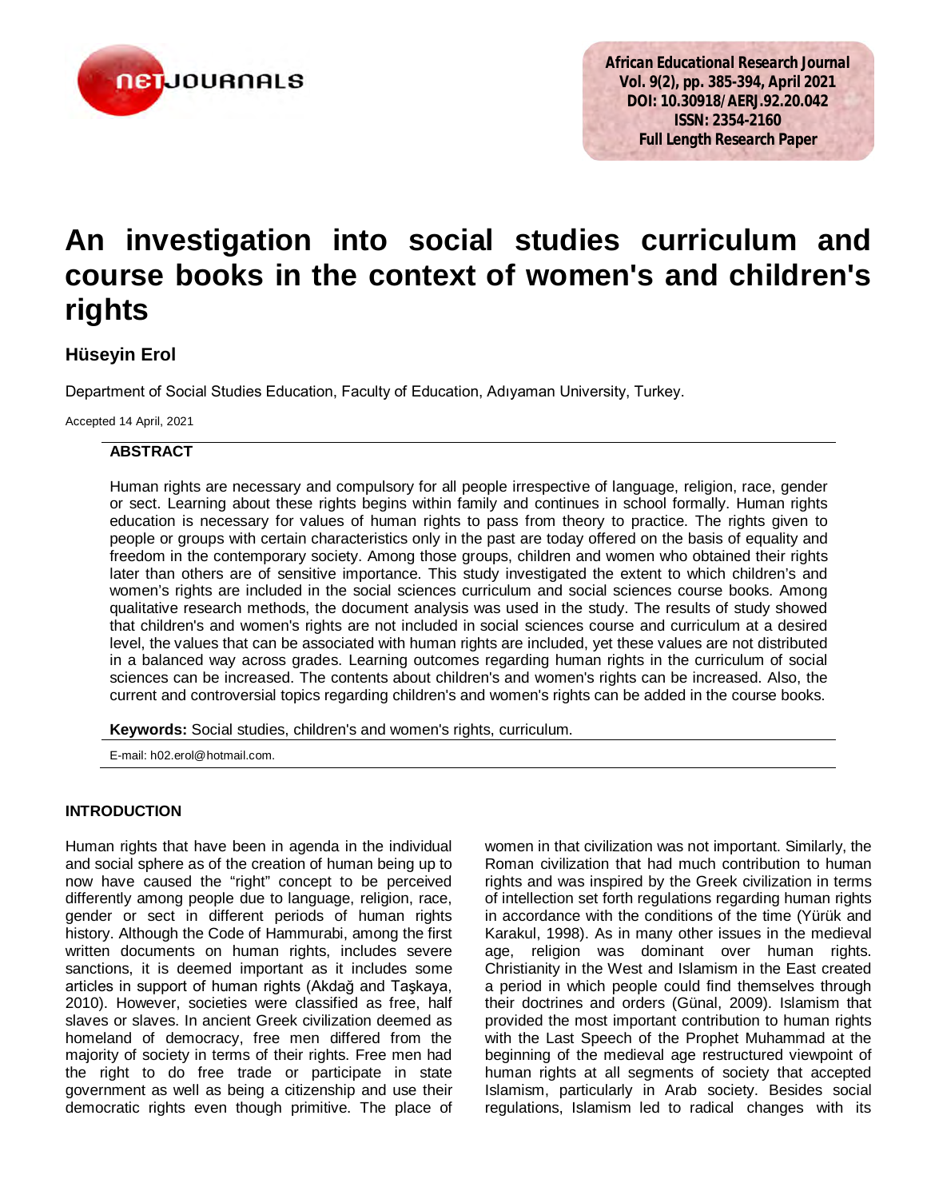# An investigation into social studies curriculum and course books in the context of women's and children's rights

**Hüseyin Erol**

Department of Social Studies Education, Faculty of Education, Adıyaman University, Turkey.

Accepted 14 April, 2021

## ABSTRACT

Human rights are necessary and compulsory for all people irrespective of language, religion, race, gender or sect. Learning about these rights begins within family and continues in school formally. Human rights education is necessary for values of human rights to pass from theory to practice. The rights given to people or groups with certain characteristics only in the past are today offered on the basis of equality and freedom in the contemporary society. Among those groups, children and women who obtained their rights later than others are of sensitive importance. This study investigated the extent to which children's and women's rights are included in the social sciences curriculum and social sciences course books. Among qualitative research methods, the document analysis was used in the study. The results of study showed that children's and women's rights are not included in social sciences course and curriculum at a desired level, the values that can be associated with human rights are included, yet these values are not distributed in a balanced way across grades. Learning outcomes regarding human rights in the curriculum of social sciences can be increased. The contents about children's and women's rights can be increased. Also, the current and controversial topics regarding children's and women's rights can be added in the course books.

**Keywords:** Social studies, children's and women's rights, curriculum.

E-mail: h02.erol@hotmail.com.

## INTRODUCTION

Human rights that have been in agenda in the individual and social sphere as of the creation of human being up to now have caused the "right" concept to be perceived differently among people due to language, religion, race, gender or sect in different periods of human rights history. Although the Code of Hammurabi, among the first written documents on human rights, includes severe sanctions, it is deemed important as it includes some articles in support of human rights (Akdağ and Taşkaya, 2010). However, societies were classified as free, half slaves or slaves. In ancient Greek civilization deemed as homeland of democracy, free men differed from the majority of society in terms of their rights. Free men had the right to do free trade or participate in state government as well as being a citizenship and use their democratic rights even though primitive. The place of women in that civilization was not important. Similarly, the Roman civilization that had much contribution to human rights and was inspired by the Greek civilization in terms of intellection set forth regulations regarding human rights in accordance with the conditions of the time (Yürük and Karakul, 1998). As in many other issues in the medieval age, religion was dominant over human rights. Christianity in the West and Islamism in the East created a period in which people could find themselves through their doctrines and orders (Günal, 2009). Islamism that provided the most important contribution to human rights with the Last Speech of the Prophet Muhammad at the beginning of the medieval age restructured viewpoint of human rights at all segments of society that accepted Islamism, particularly in Arab society. Besides social regulations, Islamism led to radical changes with its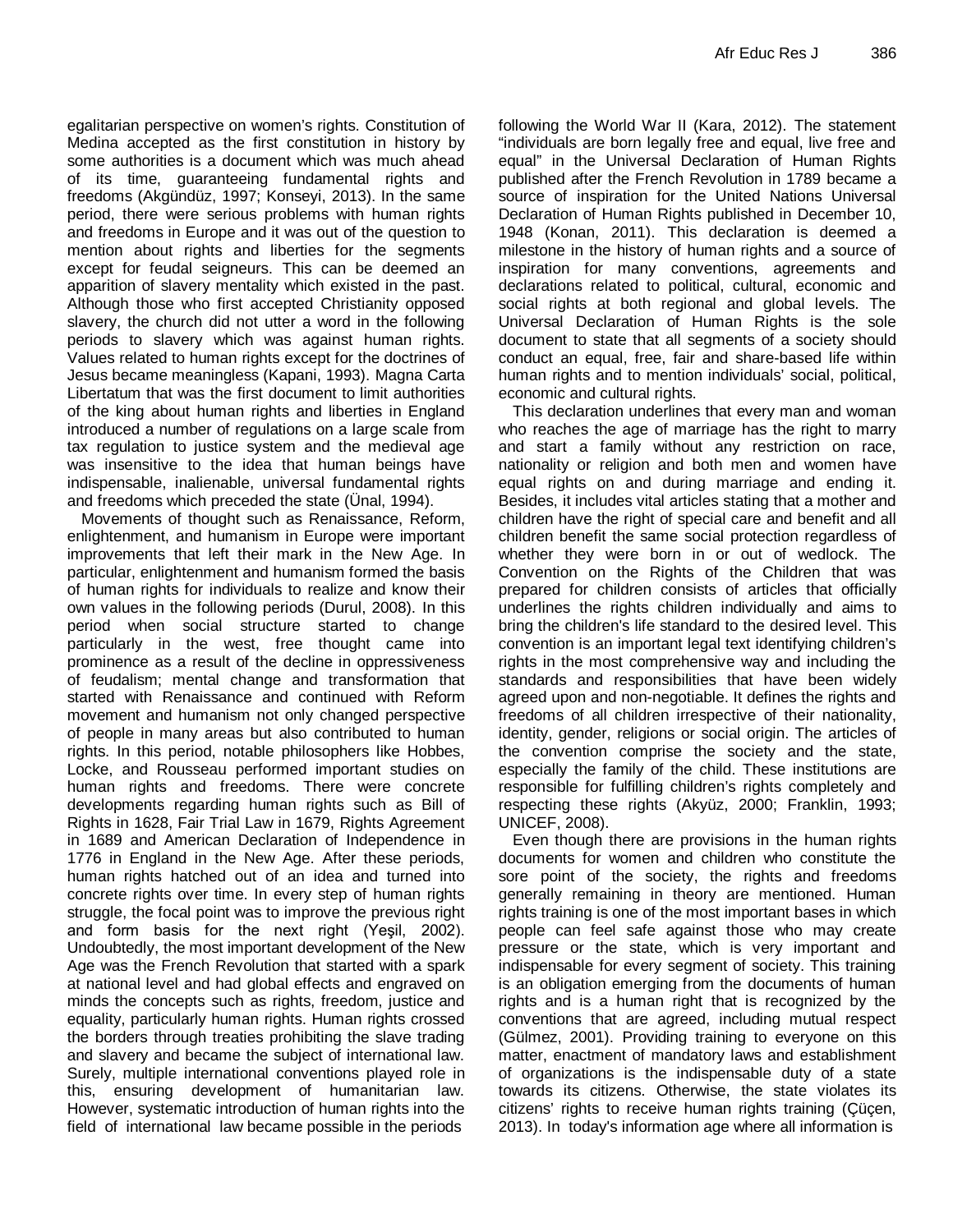egalitarian perspective on women's rights. Constitution of Medina accepted as the first constitution in history by some authorities is a document which was much ahead of its time, guaranteeing fundamental rights and freedoms (Akgündüz, 1997; Konseyi, 2013). In the same period, there were serious problems with human rights and freedoms in Europe and it was out of the question to mention about rights and liberties for the segments except for feudal seigneurs. This can be deemed an apparition of slavery mentality which existed in the past. Although those who first accepted Christianity opposed slavery, the church did not utter a word in the following periods to slavery which was against human rights. Values related to human rights except for the doctrines of Jesus became meaningless (Kapani, 1993). Magna Carta Libertatum that was the first document to limit authorities of the king about human rights and liberties in England introduced a number of regulations on a large scale from tax regulation to justice system and the medieval age was insensitive to the idea that human beings have indispensable, inalienable, universal fundamental rights and freedoms which preceded the state (Ünal, 1994).

Movements of thought such as Renaissance, Reform, enlightenment, and humanism in Europe were important improvements that left their mark in the New Age. In particular, enlightenment and humanism formed the basis of human rights for individuals to realize and know their own values in the following periods (Durul, 2008). In this period when social structure started to change particularly in the west, free thought came into prominence as a result of the decline in oppressiveness of feudalism; mental change and transformation that started with Renaissance and continued with Reform movement and humanism not only changed perspective of people in many areas but also contributed to human rights. In this period, notable philosophers like Hobbes, Locke, and Rousseau performed important studies on human rights and freedoms. There were concrete developments regarding human rights such as Bill of Rights in 1628, Fair Trial Law in 1679, Rights Agreement in 1689 and American Declaration of Independence in 1776 in England in the New Age. After these periods, human rights hatched out of an idea and turned into concrete rights over time. In every step of human rights struggle, the focal point was to improve the previous right and form basis for the next right (Yeşil, 2002). Undoubtedly, the most important development of the New Age was the French Revolution that started with a spark at national level and had global effects and engraved on minds the concepts such as rights, freedom, justice and equality, particularly human rights. Human rights crossed the borders through treaties prohibiting the slave trading and slavery and became the subject of international law. Surely, multiple international conventions played role in this, ensuring development of humanitarian law. However, systematic introduction of human rights into the field of international law became possible in the periods following the World War II (Kara, 2012). The statement "individuals are born legally free and equal, live free and equal" in the Universal Declaration of Human Rights published after the French Revolution in 1789 became a source of inspiration for the United Nations Universal Declaration of Human Rights published in December 10, 1948 (Konan, 2011). This declaration is deemed a milestone in the history of human rights and a source of inspiration for many conventions, agreements and declarations related to political, cultural, economic and social rights at both regional and global levels. The Universal Declaration of Human Rights is the sole document to state that all segments of a society should conduct an equal, free, fair and share-based life within human rights and to mention individuals' social, political, economic and cultural rights.

This declaration underlines that every man and woman who reaches the age of marriage has the right to marry and start a family without any restriction on race, nationality or religion and both men and women have equal rights on and during marriage and ending it. Besides, it includes vital articles stating that a mother and children have the right of special care and benefit and all children benefit the same social protection regardless of whether they were born in or out of wedlock. The Convention on the Rights of the Children that was prepared for children consists of articles that officially underlines the rights children individually and aims to bring the children's life standard to the desired level. This convention is an important legal text identifying children's rights in the most comprehensive way and including the standards and responsibilities that have been widely agreed upon and non-negotiable. It defines the rights and freedoms of all children irrespective of their nationality, identity, gender, religions or social origin. The articles of the convention comprise the society and the state, especially the family of the child. These institutions are responsible for fulfilling children's rights completely and respecting these rights (Akyüz, 2000; Franklin, 1993; UNICEF, 2008).

Even though there are provisions in the human rights documents for women and children who constitute the sore point of the society, the rights and freedoms generally remaining in theory are mentioned. Human rights training is one of the most important bases in which people can feel safe against those who may create pressure or the state, which is very important and indispensable for every segment of society. This training is an obligation emerging from the documents of human rights and is a human right that is recognized by the conventions that are agreed, including mutual respect (Gülmez, 2001). Providing training to everyone on this matter, enactment of mandatory laws and establishment of organizations is the indispensable duty of a state towards its citizens. Otherwise, the state violates its citizens' rights to receive human rights training (Çüçen, 2013). In today's information age where all information is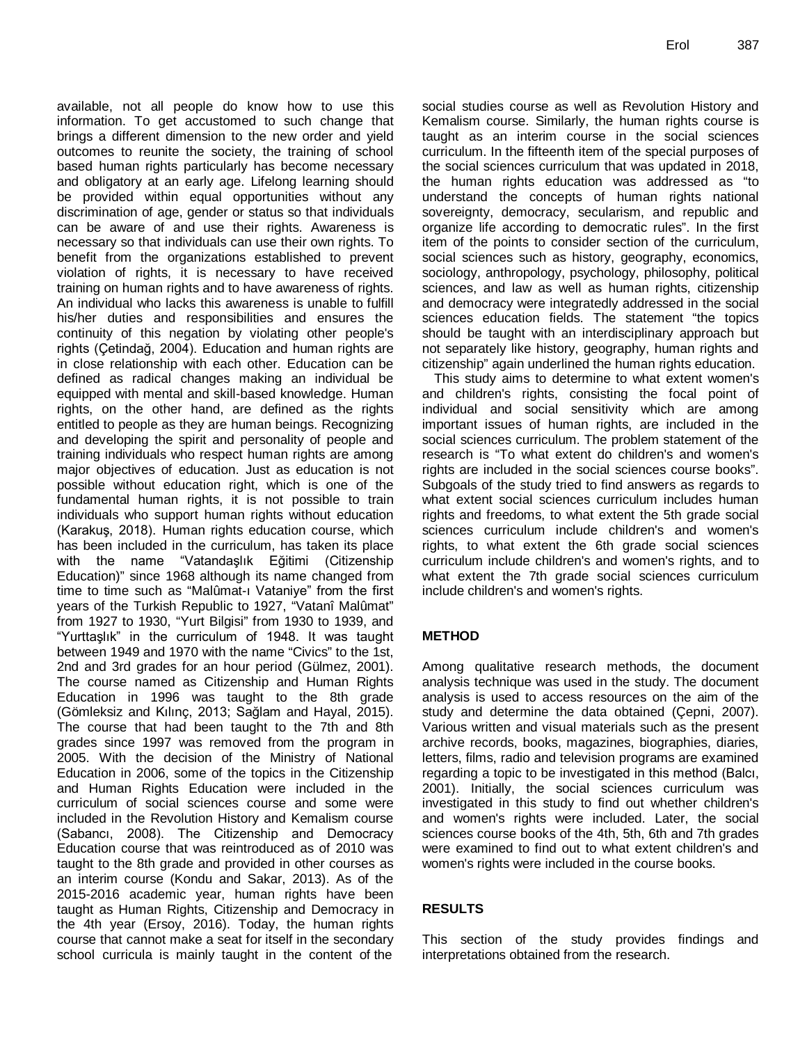available, not all people do know how to use this information. To get accustomed to such change that brings a different dimension to the new order and yield outcomes to reunite the society, the training of school based human rights particularly has become necessary and obligatory at an early age. Lifelong learning should be provided within equal opportunities without any discrimination of age, gender or status so that individuals can be aware of and use their rights. Awareness is necessary so that individuals can use their own rights. To benefit from the organizations established to prevent violation of rights, it is necessary to have received training on human rights and to have awareness of rights. An individual who lacks this awareness is unable to fulfill his/her duties and responsibilities and ensures the continuity of this negation by violating other people's rights (Çetindağ, 2004). Education and human rights are in close relationship with each other. Education can be defined as radical changes making an individual be equipped with mental and skill-based knowledge. Human rights, on the other hand, are defined as the rights entitled to people as they are human beings. Recognizing and developing the spirit and personality of people and training individuals who respect human rights are among major objectives of education. Just as education is not possible without education right, which is one of the fundamental human rights, it is not possible to train individuals who support human rights without education (Karakuş, 2018). Human rights education course, which has been included in the curriculum, has taken its place with the name "Vatandaşlık Eğitimi (Citizenship Education)" since 1968 although its name changed from time to time such as "Malûmat-ı Vataniye" from the first years of the Turkish Republic to 1927, "Vatanî Malûmat" from 1927 to 1930, "Yurt Bilgisi" from 1930 to 1939, and "Yurttaşlık" in the curriculum of 1948. It was taught between 1949 and 1970 with the name "Civics" to the 1st, 2nd and 3rd grades for an hour period (Gülmez, 2001). The course named as Citizenship and Human Rights Education in 1996 was taught to the 8th grade (Gömleksiz and Kılınç, 2013; Sağlam and Hayal, 2015). The course that had been taught to the 7th and 8th grades since 1997 was removed from the program in 2005. With the decision of the Ministry of National Education in 2006, some of the topics in the Citizenship and Human Rights Education were included in the curriculum of social sciences course and some were included in the Revolution History and Kemalism course (Sabancı, 2008). The Citizenship and Democracy Education course that was reintroduced as of 2010 was taught to the 8th grade and provided in other courses as an interim course (Kondu and Sakar, 2013). As of the 2015-2016 academic year, human rights have been taught as Human Rights, Citizenship and Democracy in the 4th year (Ersoy, 2016). Today, the human rights course that cannot make a seat for itself in the secondary school curricula is mainly taught in the content of the social studies course as well as Revolution History and Kemalism course. Similarly, the human rights course is taught as an interim course in the social sciences curriculum. In the fifteenth item of the special purposes of the social sciences curriculum that was updated in 2018, the human rights education was addressed as "to understand the concepts of human rights national sovereignty, democracy, secularism, and republic and organize life according to democratic rules". In the first item of the points to consider section of the curriculum, social sciences such as history, geography, economics, sociology, anthropology, psychology, philosophy, political sciences, and law as well as human rights, citizenship and democracy were integratedly addressed in the social sciences education fields. The statement "the topics should be taught with an interdisciplinary approach but not separately like history, geography, human rights and citizenship" again underlined the human rights education.

This study aims to determine to what extent women's and children's rights, consisting the focal point of individual and social sensitivity which are among important issues of human rights, are included in the social sciences curriculum. The problem statement of the research is "To what extent do children's and women's rights are included in the social sciences course books". Subgoals of the study tried to find answers as regards to what extent social sciences curriculum includes human rights and freedoms, to what extent the 5th grade social sciences curriculum include children's and women's rights, to what extent the 6th grade social sciences curriculum include children's and women's rights, and to what extent the 7th grade social sciences curriculum include children's and women's rights.

## METHOD

Among qualitative research methods, the document analysis technique was used in the study. The document analysis is used to access resources on the aim of the study and determine the data obtained (Çepni, 2007). Various written and visual materials such as the present archive records, books, magazines, biographies, diaries, letters, films, radio and television programs are examined regarding a topic to be investigated in this method (Balcı, 2001). Initially, the social sciences curriculum was investigated in this study to find out whether children's and women's rights were included. Later, the social sciences course books of the 4th, 5th, 6th and 7th grades were examined to find out to what extent children's and women's rights were included in the course books.

## RESULTS

This section of the study provides findings and interpretations obtained from the research.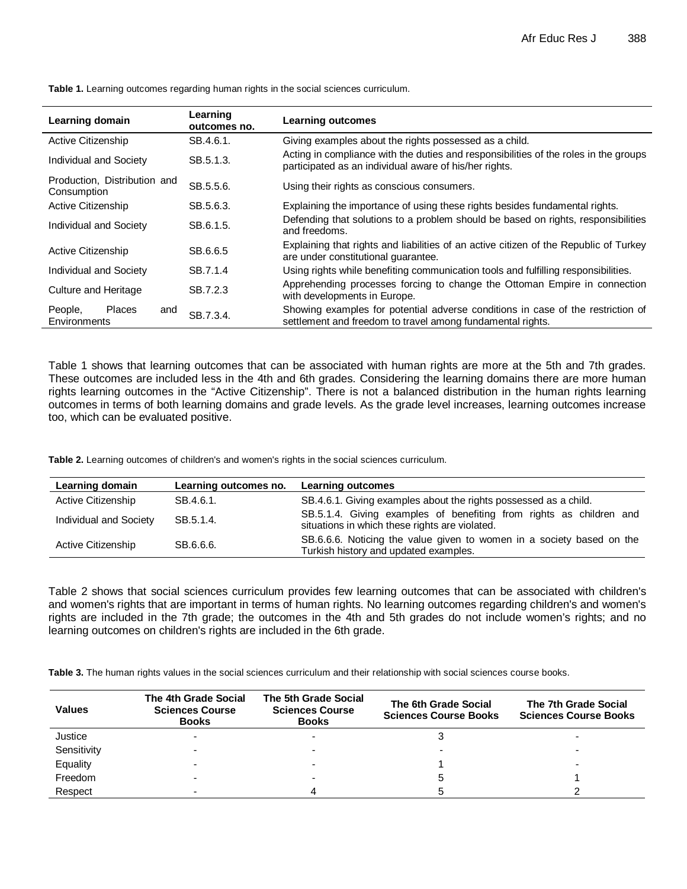**Table 1.** Learning outcomes regarding human rights in the social sciences curriculum.

| Learning domain | Learning outcomes no. | Learning outcomes |
|---|---|---|
| Active Citizenship | SB.4.6.1. | Giving examples about the rights possessed as a child. |
| Individual and Society | SB.5.1.3. | Acting in compliance with the duties and responsibilities of the roles in the groups participated as an individual aware of his/her rights. |
| Production, Distribution and Consumption | SB.5.5.6. | Using their rights as conscious consumers. |
| Active Citizenship | SB.5.6.3. | Explaining the importance of using these rights besides fundamental rights. |
| Individual and Society | SB.6.1.5. | Defending that solutions to a problem should be based on rights, responsibilities and freedoms. |
| Active Citizenship | SB.6.6.5 | Explaining that rights and liabilities of an active citizen of the Republic of Turkey are under constitutional guarantee. |
| Individual and Society | SB.7.1.4 | Using rights while benefiting communication tools and fulfilling responsibilities. |
| Culture and Heritage | SB.7.2.3 | Apprehending processes forcing to change the Ottoman Empire in connection with developments in Europe. |
| People, Places and Environments | SB.7.3.4. | Showing examples for potential adverse conditions in case of the restriction of settlement and freedom to travel among fundamental rights. |

Table 1 shows that learning outcomes that can be associated with human rights are more at the 5th and 7th grades. These outcomes are included less in the 4th and 6th grades. Considering the learning domains there are more human rights learning outcomes in the "Active Citizenship". There is not a balanced distribution in the human rights learning outcomes in terms of both learning domains and grade levels. As the grade level increases, learning outcomes increase too, which can be evaluated positive.

**Table 2.** Learning outcomes of children's and women's rights in the social sciences curriculum.

| Learning domain | Learning outcomes no. | Learning outcomes |
|---|---|---|
| Active Citizenship | SB.4.6.1. | SB.4.6.1. Giving examples about the rights possessed as a child. |
| Individual and Society | SB.5.1.4. | SB.5.1.4. Giving examples of benefiting from rights as children and situations in which these rights are violated. |
| Active Citizenship | SB.6.6.6. | SB.6.6.6. Noticing the value given to women in a society based on the Turkish history and updated examples. |

Table 2 shows that social sciences curriculum provides few learning outcomes that can be associated with children's and women's rights that are important in terms of human rights. No learning outcomes regarding children's and women's rights are included in the 7th grade; the outcomes in the 4th and 5th grades do not include women's rights; and no learning outcomes on children's rights are included in the 6th grade.

**Table 3.** The human rights values in the social sciences curriculum and their relationship with social sciences course books.

| Values | The 4th Grade Social Sciences Course Books | The 5th Grade Social Sciences Course Books | The 6th Grade Social Sciences Course Books | The 7th Grade Social Sciences Course Books |
|---|---|---|---|---|
| Justice | - | - | 3 | - |
| Sensitivity | - | - | - | - |
| Equality | - | - | 1 | - |
| Freedom | - | - | 5 | 1 |
| Respect | - | 4 | 5 | 2 |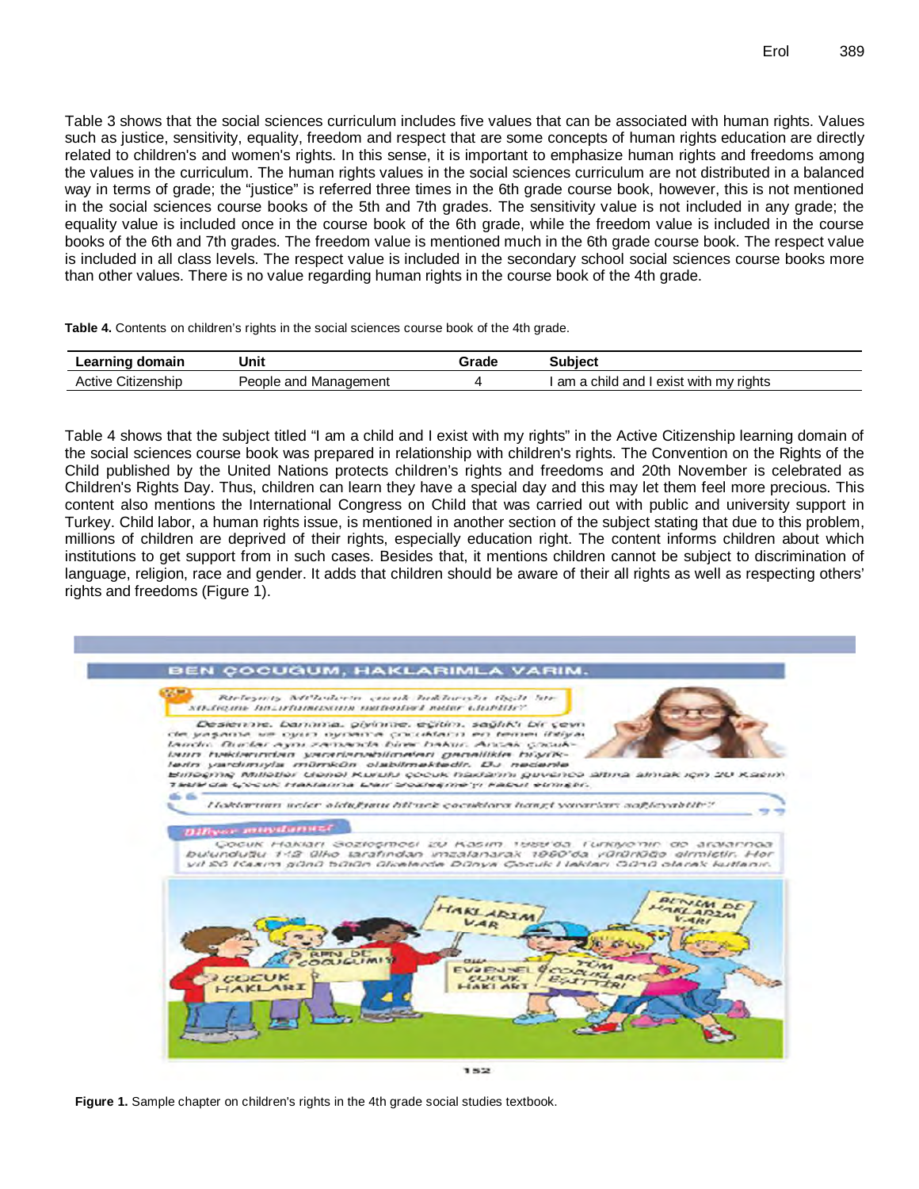Table 3 shows that the social sciences curriculum includes five values that can be associated with human rights. Values such as justice, sensitivity, equality, freedom and respect that are some concepts of human rights education are directly related to children's and women's rights. In this sense, it is important to emphasize human rights and freedoms among the values in the curriculum. The human rights values in the social sciences curriculum are not distributed in a balanced way in terms of grade; the "justice" is referred three times in the 6th grade course book, however, this is not mentioned in the social sciences course books of the 5th and 7th grades. The sensitivity value is not included in any grade; the equality value is included once in the course book of the 6th grade, while the freedom value is included in the course books of the 6th and 7th grades. The freedom value is mentioned much in the 6th grade course book. The respect value is included in all class levels. The respect value is included in the secondary school social sciences course books more than other values. There is no value regarding human rights in the course book of the 4th grade.

**Table 4.** Contents on children's rights in the social sciences course book of the 4th grade.

| Learning domain | Unit | Grade | Subject |
|---|---|---|---|
| Active Citizenship | People and Management | 4 | I am a child and I exist with my rights |

Table 4 shows that the subject titled "I am a child and I exist with my rights" in the Active Citizenship learning domain of the social sciences course book was prepared in relationship with children's rights. The Convention on the Rights of the Child published by the United Nations protects children's rights and freedoms and 20th November is celebrated as Children's Rights Day. Thus, children can learn they have a special day and this may let them feel more precious. This content also mentions the International Congress on Child that was carried out with public and university support in Turkey. Child labor, a human rights issue, is mentioned in another section of the subject stating that due to this problem, millions of children are deprived of their rights, especially education right. The content informs children about which institutions to get support from in such cases. Besides that, it mentions children cannot be subject to discrimination of language, religion, race and gender. It adds that children should be aware of their all rights as well as respecting others' rights and freedoms (Figure 1).

**Figure 1.** Sample chapter on children's rights in the 4th grade social studies textbook.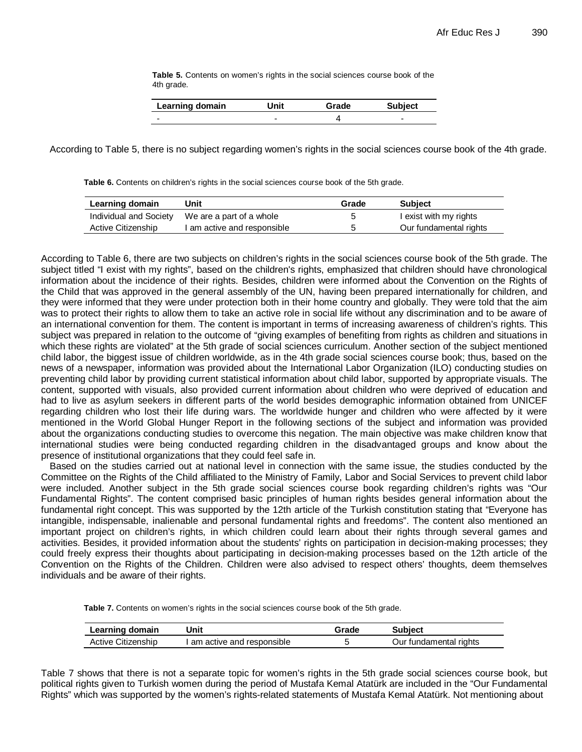**Table 5.** Contents on women's rights in the social sciences course book of the 4th grade.

| Learning domain | Unit | Grade | Subject |
|---|---|---|---|
| - | - | 4 | - |

According to Table 5, there is no subject regarding women's rights in the social sciences course book of the 4th grade.

**Table 6.** Contents on children's rights in the social sciences course book of the 5th grade.

| Learning domain | Unit | Grade | Subject |
|---|---|---|---|
| Individual and Society | We are a part of a whole | 5 | I exist with my rights |
| Active Citizenship | I am active and responsible | 5 | Our fundamental rights |

According to Table 6, there are two subjects on children's rights in the social sciences course book of the 5th grade. The subject titled "I exist with my rights", based on the children's rights, emphasized that children should have chronological information about the incidence of their rights. Besides, children were informed about the Convention on the Rights of the Child that was approved in the general assembly of the UN, having been prepared internationally for children, and they were informed that they were under protection both in their home country and globally. They were told that the aim was to protect their rights to allow them to take an active role in social life without any discrimination and to be aware of an international convention for them. The content is important in terms of increasing awareness of children's rights. This subject was prepared in relation to the outcome of "giving examples of benefiting from rights as children and situations in which these rights are violated" at the 5th grade of social sciences curriculum. Another section of the subject mentioned child labor, the biggest issue of children worldwide, as in the 4th grade social sciences course book; thus, based on the news of a newspaper, information was provided about the International Labor Organization (ILO) conducting studies on preventing child labor by providing current statistical information about child labor, supported by appropriate visuals. The content, supported with visuals, also provided current information about children who were deprived of education and had to live as asylum seekers in different parts of the world besides demographic information obtained from UNICEF regarding children who lost their life during wars. The worldwide hunger and children who were affected by it were mentioned in the World Global Hunger Report in the following sections of the subject and information was provided about the organizations conducting studies to overcome this negation. The main objective was make children know that international studies were being conducted regarding children in the disadvantaged groups and know about the presence of institutional organizations that they could feel safe in.

Based on the studies carried out at national level in connection with the same issue, the studies conducted by the Committee on the Rights of the Child affiliated to the Ministry of Family, Labor and Social Services to prevent child labor were included. Another subject in the 5th grade social sciences course book regarding children's rights was "Our Fundamental Rights". The content comprised basic principles of human rights besides general information about the fundamental right concept. This was supported by the 12th article of the Turkish constitution stating that "Everyone has intangible, indispensable, inalienable and personal fundamental rights and freedoms". The content also mentioned an important project on children's rights, in which children could learn about their rights through several games and activities. Besides, it provided information about the students' rights on participation in decision-making processes; they could freely express their thoughts about participating in decision-making processes based on the 12th article of the Convention on the Rights of the Children. Children were also advised to respect others' thoughts, deem themselves individuals and be aware of their rights.

**Table 7.** Contents on women's rights in the social sciences course book of the 5th grade.

| Learning domain | Unit | Grade | Subject |
|---|---|---|---|
| Active Citizenship | I am active and responsible | 5 | Our fundamental rights |

Table 7 shows that there is not a separate topic for women's rights in the 5th grade social sciences course book, but political rights given to Turkish women during the period of Mustafa Kemal Atatürk are included in the "Our Fundamental Rights" which was supported by the women's rights-related statements of Mustafa Kemal Atatürk. Not mentioning about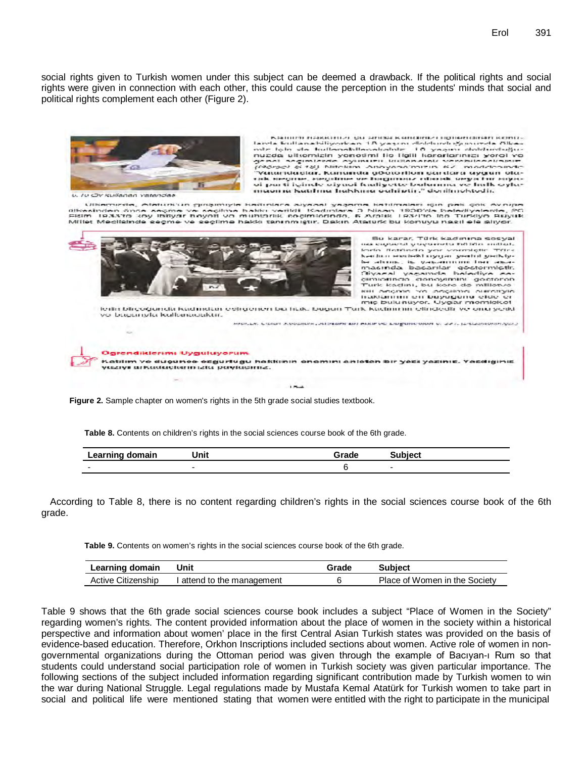social rights given to Turkish women under this subject can be deemed a drawback. If the political rights and social rights were given in connection with each other, this could cause the perception in the students' minds that social and political rights complement each other (Figure 2).

**Figure 2.** Sample chapter on women's rights in the 5th grade social studies textbook.

**Table 8.** Contents on children's rights in the social sciences course book of the 6th grade.

| Learning domain | Unit | Grade | Subject |
|---|---|---|---|
| - | - | 6 | - |

According to Table 8, there is no content regarding children's rights in the social sciences course book of the 6th grade.

**Table 9.** Contents on women's rights in the social sciences course book of the 6th grade.

| Learning domain | Unit | Grade | Subject |
|---|---|---|---|
| Active Citizenship | I attend to the management | 6 | Place of Women in the Society |

Table 9 shows that the 6th grade social sciences course book includes a subject "Place of Women in the Society" regarding women's rights. The content provided information about the place of women in the society within a historical perspective and information about women' place in the first Central Asian Turkish states was provided on the basis of evidence-based education. Therefore, Orkhon Inscriptions included sections about women. Active role of women in non-governmental organizations during the Ottoman period was given through the example of Bacıyan-ı Rum so that students could understand social participation role of women in Turkish society was given particular importance. The following sections of the subject included information regarding significant contribution made by Turkish women to win the war during National Struggle. Legal regulations made by Mustafa Kemal Atatürk for Turkish women to take part in social and political life were mentioned stating that women were entitled with the right to participate in the municipal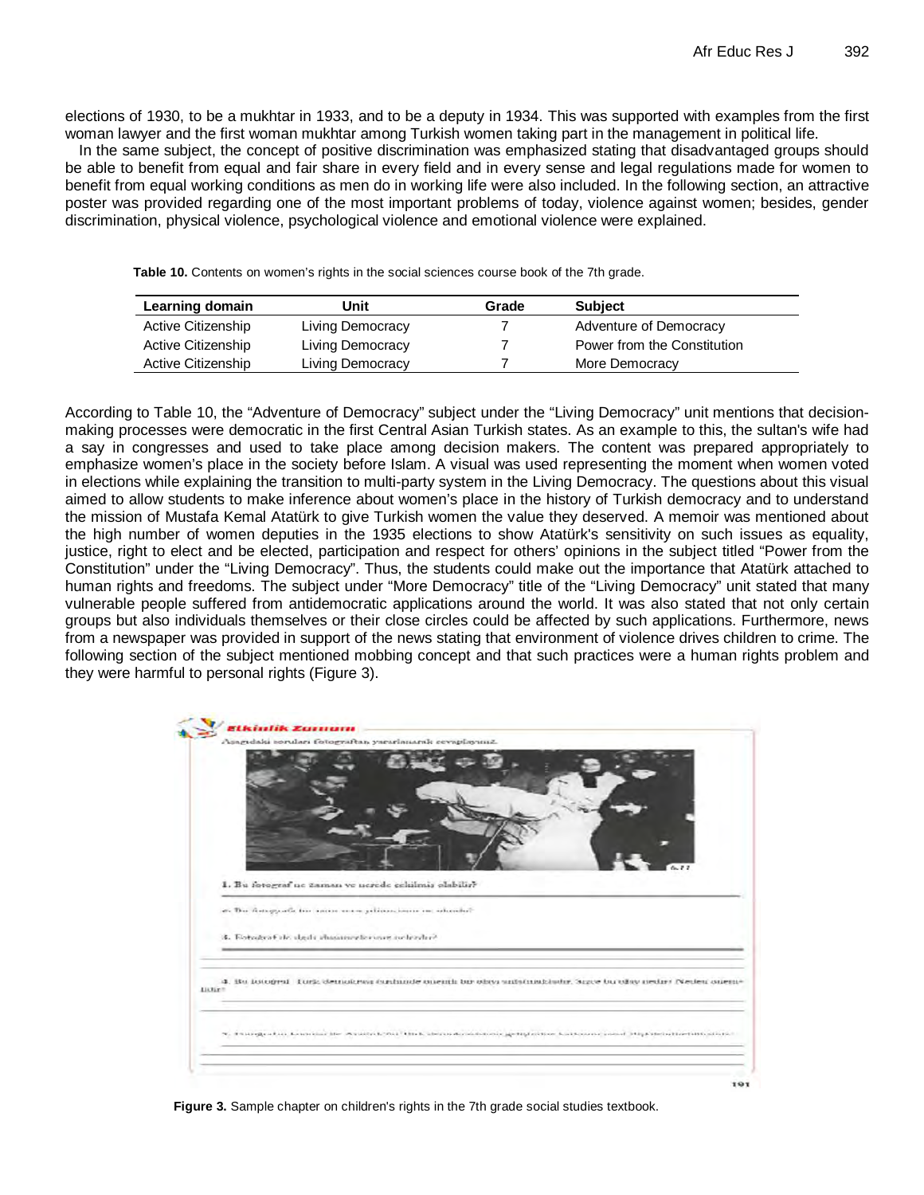elections of 1930, to be a mukhtar in 1933, and to be a deputy in 1934. This was supported with examples from the first woman lawyer and the first woman mukhtar among Turkish women taking part in the management in political life.

In the same subject, the concept of positive discrimination was emphasized stating that disadvantaged groups should be able to benefit from equal and fair share in every field and in every sense and legal regulations made for women to benefit from equal working conditions as men do in working life were also included. In the following section, an attractive poster was provided regarding one of the most important problems of today, violence against women; besides, gender discrimination, physical violence, psychological violence and emotional violence were explained.

**Table 10.** Contents on women's rights in the social sciences course book of the 7th grade.

| Learning domain | Unit | Grade | Subject |
|---|---|---|---|
| Active Citizenship | Living Democracy | 7 | Adventure of Democracy |
| Active Citizenship | Living Democracy | 7 | Power from the Constitution |
| Active Citizenship | Living Democracy | 7 | More Democracy |

According to Table 10, the "Adventure of Democracy" subject under the "Living Democracy" unit mentions that decision-making processes were democratic in the first Central Asian Turkish states. As an example to this, the sultan's wife had a say in congresses and used to take place among decision makers. The content was prepared appropriately to emphasize women's place in the society before Islam. A visual was used representing the moment when women voted in elections while explaining the transition to multi-party system in the Living Democracy. The questions about this visual aimed to allow students to make inference about women's place in the history of Turkish democracy and to understand the mission of Mustafa Kemal Atatürk to give Turkish women the value they deserved. A memoir was mentioned about the high number of women deputies in the 1935 elections to show Atatürk's sensitivity on such issues as equality, justice, right to elect and be elected, participation and respect for others' opinions in the subject titled "Power from the Constitution" under the "Living Democracy". Thus, the students could make out the importance that Atatürk attached to human rights and freedoms. The subject under "More Democracy" title of the "Living Democracy" unit stated that many vulnerable people suffered from antidemocratic applications around the world. It was also stated that not only certain groups but also individuals themselves or their close circles could be affected by such applications. Furthermore, news from a newspaper was provided in support of the news stating that environment of violence drives children to crime. The following section of the subject mentioned mobbing concept and that such practices were a human rights problem and they were harmful to personal rights (Figure 3).

**Figure 3.** Sample chapter on children's rights in the 7th grade social studies textbook.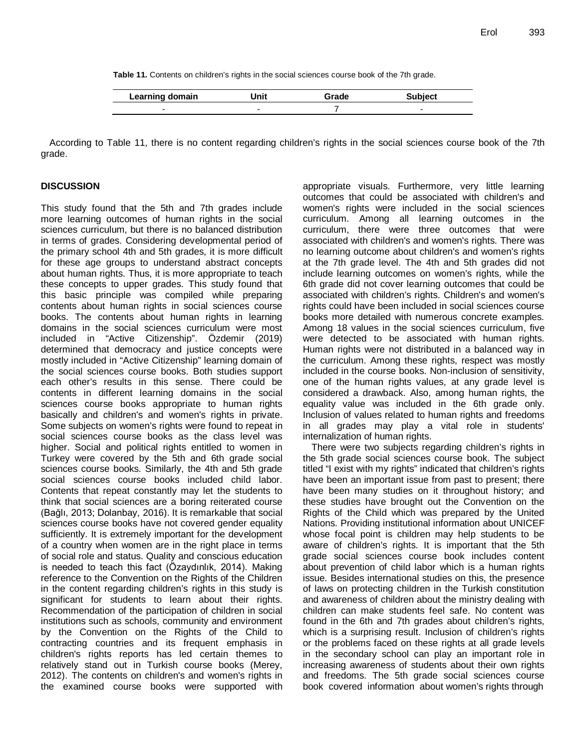**Table 11.** Contents on children's rights in the social sciences course book of the 7th grade.

| Learning domain | Unit | Grade | Subject |
|---|---|---|---|
| - | - | 7 | - |

According to Table 11, there is no content regarding children's rights in the social sciences course book of the 7th grade.

## DISCUSSION

This study found that the 5th and 7th grades include more learning outcomes of human rights in the social sciences curriculum, but there is no balanced distribution in terms of grades. Considering developmental period of the primary school 4th and 5th grades, it is more difficult for these age groups to understand abstract concepts about human rights. Thus, it is more appropriate to teach these concepts to upper grades. This study found that this basic principle was compiled while preparing contents about human rights in social sciences course books. The contents about human rights in learning domains in the social sciences curriculum were most included in "Active Citizenship". Özdemir (2019) determined that democracy and justice concepts were mostly included in "Active Citizenship" learning domain of the social sciences course books. Both studies support each other's results in this sense. There could be contents in different learning domains in the social sciences course books appropriate to human rights basically and children's and women's rights in private. Some subjects on women's rights were found to repeat in social sciences course books as the class level was higher. Social and political rights entitled to women in Turkey were covered by the 5th and 6th grade social sciences course books. Similarly, the 4th and 5th grade social sciences course books included child labor. Contents that repeat constantly may let the students to think that social sciences are a boring reiterated course (Bağlı, 2013; Dolanbay, 2016). It is remarkable that social sciences course books have not covered gender equality sufficiently. It is extremely important for the development of a country when women are in the right place in terms of social role and status. Quality and conscious education is needed to teach this fact (Özaydınlık, 2014). Making reference to the Convention on the Rights of the Children in the content regarding children's rights in this study is significant for students to learn about their rights. Recommendation of the participation of children in social institutions such as schools, community and environment by the Convention on the Rights of the Child to contracting countries and its frequent emphasis in children's rights reports has led certain themes to relatively stand out in Turkish course books (Merey, 2012). The contents on children's and women's rights in the examined course books were supported with appropriate visuals. Furthermore, very little learning outcomes that could be associated with children's and women's rights were included in the social sciences curriculum. Among all learning outcomes in the curriculum, there were three outcomes that were associated with children's and women's rights. There was no learning outcome about children's and women's rights at the 7th grade level. The 4th and 5th grades did not include learning outcomes on women's rights, while the 6th grade did not cover learning outcomes that could be associated with children's rights. Children's and women's rights could have been included in social sciences course books more detailed with numerous concrete examples. Among 18 values in the social sciences curriculum, five were detected to be associated with human rights. Human rights were not distributed in a balanced way in the curriculum. Among these rights, respect was mostly included in the course books. Non-inclusion of sensitivity, one of the human rights values, at any grade level is considered a drawback. Also, among human rights, the equality value was included in the 6th grade only. Inclusion of values related to human rights and freedoms in all grades may play a vital role in students' internalization of human rights.

There were two subjects regarding children's rights in the 5th grade social sciences course book. The subject titled "I exist with my rights" indicated that children's rights have been an important issue from past to present; there have been many studies on it throughout history; and these studies have brought out the Convention on the Rights of the Child which was prepared by the United Nations. Providing institutional information about UNICEF whose focal point is children may help students to be aware of children's rights. It is important that the 5th grade social sciences course book includes content about prevention of child labor which is a human rights issue. Besides international studies on this, the presence of laws on protecting children in the Turkish constitution and awareness of children about the ministry dealing with children can make students feel safe. No content was found in the 6th and 7th grades about children's rights, which is a surprising result. Inclusion of children's rights or the problems faced on these rights at all grade levels in the secondary school can play an important role in increasing awareness of students about their own rights and freedoms. The 5th grade social sciences course book covered information about women's rights through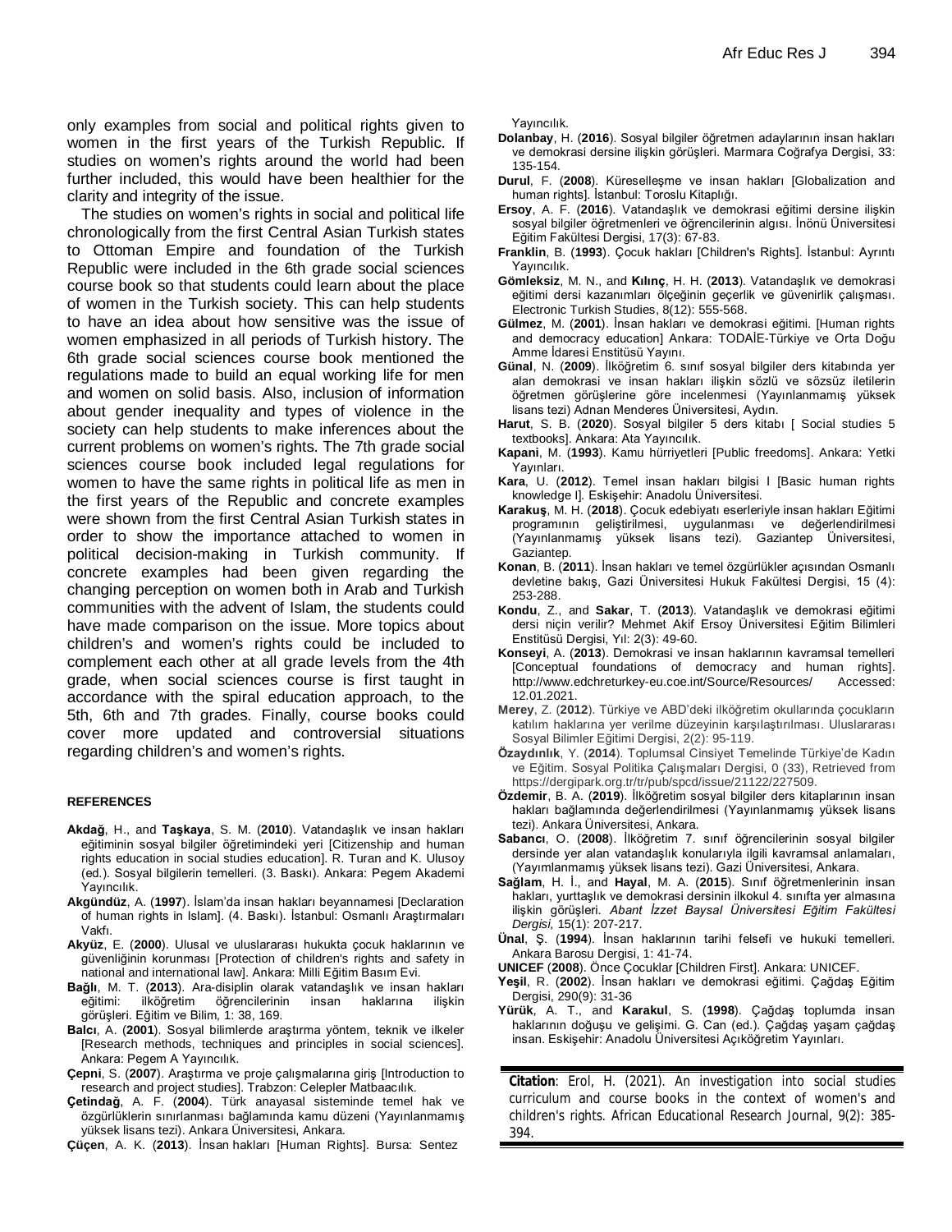only examples from social and political rights given to women in the first years of the Turkish Republic. If studies on women's rights around the world had been further included, this would have been healthier for the clarity and integrity of the issue.

The studies on women's rights in social and political life chronologically from the first Central Asian Turkish states to Ottoman Empire and foundation of the Turkish Republic were included in the 6th grade social sciences course book so that students could learn about the place of women in the Turkish society. This can help students to have an idea about how sensitive was the issue of women emphasized in all periods of Turkish history. The 6th grade social sciences course book mentioned the regulations made to build an equal working life for men and women on solid basis. Also, inclusion of information about gender inequality and types of violence in the society can help students to make inferences about the current problems on women's rights. The 7th grade social sciences course book included legal regulations for women to have the same rights in political life as men in the first years of the Republic and concrete examples were shown from the first Central Asian Turkish states in order to show the importance attached to women in political decision-making in Turkish community. If concrete examples had been given regarding the changing perception on women both in Arab and Turkish communities with the advent of Islam, the students could have made comparison on the issue. More topics about children's and women's rights could be included to complement each other at all grade levels from the 4th grade, when social sciences course is first taught in accordance with the spiral education approach, to the 5th, 6th and 7th grades. Finally, course books could cover more updated and controversial situations regarding children's and women's rights.

## REFERENCES

**Akdağ**, H., and **Taşkaya**, S. M. (**2010**). Vatandaşlık ve insan hakları eğitiminin sosyal bilgiler öğretimindeki yeri [Citizenship and human rights education in social studies education]. R. Turan and K. Ulusoy (ed.). Sosyal bilgilerin temelleri. (3. Baskı). Ankara: Pegem Akademi Yayıncılık.

**Akgündüz**, A. (**1997**). İslam'da insan hakları beyannamesi [Declaration of human rights in Islam]. (4. Baskı). İstanbul: Osmanlı Araştırmaları Vakfı.

**Akyüz**, E. (**2000**). Ulusal ve uluslararası hukukta çocuk haklarının ve güvenliğinin korunması [Protection of children's rights and safety in national and international law]. Ankara: Milli Eğitim Basım Evi.

**Bağlı**, M. T. (**2013**). Ara-disiplin olarak vatandaşlık ve insan hakları eğitimi: ilköğretim öğrencilerinin insan haklarına ilişkin görüşleri. Eğitim ve Bilim, 1: 38, 169.

**Balcı**, A. (**2001**). Sosyal bilimlerde araştırma yöntem, teknik ve ilkeler [Research methods, techniques and principles in social sciences]. Ankara: Pegem A Yayıncılık.

**Çepni**, S. (**2007**). Araştırma ve proje çalışmalarına giriş [Introduction to research and project studies]. Trabzon: Celepler Matbaacılık.

**Çetindağ**, A. F. (**2004**). Türk anayasal sisteminde temel hak ve özgürlüklerin sınırlanması bağlamında kamu düzeni (Yayınlanmamış yüksek lisans tezi). Ankara Üniversitesi, Ankara.

**Çüçen**, A. K. (**2013**). İnsan hakları [Human Rights]. Bursa: Sentez Yayıncılık.

**Dolanbay**, H. (**2016**). Sosyal bilgiler öğretmen adaylarının insan hakları ve demokrasi dersine ilişkin görüşleri. Marmara Coğrafya Dergisi, 33: 135-154.

**Durul**, F. (**2008**). Küreselleşme ve insan hakları [Globalization and human rights]. İstanbul: Toroslu Kitaplığı.

**Ersoy**, A. F. (**2016**). Vatandaşlık ve demokrasi eğitimi dersine ilişkin sosyal bilgiler öğretmenleri ve öğrencilerinin algısı. İnönü Üniversitesi Eğitim Fakültesi Dergisi, 17(3): 67-83.

**Franklin**, B. (**1993**). Çocuk hakları [Children's Rights]. İstanbul: Ayrıntı Yayıncılık.

**Gömleksiz**, M. N., and **Kılınç**, H. H. (**2013**). Vatandaşlık ve demokrasi eğitimi dersi kazanımları ölçeğinin geçerlik ve güvenirlik çalışması. Electronic Turkish Studies, 8(12): 555-568.

**Gülmez**, M. (**2001**). İnsan hakları ve demokrasi eğitimi. [Human rights and democracy education] Ankara: TODAİE-Türkiye ve Orta Doğu Amme İdaresi Enstitüsü Yayını.

**Günal**, N. (**2009**). İlköğretim 6. sınıf sosyal bilgiler ders kitabında yer alan demokrasi ve insan hakları ilişkin sözlü ve sözsüz iletilerin öğretmen görüşlerine göre incelenmesi (Yayınlanmamış yüksek lisans tezi) Adnan Menderes Üniversitesi, Aydın.

**Harut**, S. B. (**2020**). Sosyal bilgiler 5 ders kitabı [ Social studies 5 textbooks]. Ankara: Ata Yayıncılık.

**Kapani**, M. (**1993**). Kamu hürriyetleri [Public freedoms]. Ankara: Yetki Yayınları.

**Kara**, U. (**2012**). Temel insan hakları bilgisi I [Basic human rights knowledge I]. Eskişehir: Anadolu Üniversitesi.

**Karakuş**, M. H. (**2018**). Çocuk edebiyatı eserleriyle insan hakları Eğitimi programının geliştirilmesi, uygulanması ve değerlendirilmesi (Yayınlanmamış yüksek lisans tezi). Gaziantep Üniversitesi, Gaziantep.

**Konan**, B. (**2011**). İnsan hakları ve temel özgürlükler açısından Osmanlı devletine bakış, Gazi Üniversitesi Hukuk Fakültesi Dergisi, 15 (4): 253-288.

**Kondu**, Z., and **Sakar**, T. (**2013**). Vatandaşlık ve demokrasi eğitimi dersi niçin verilir? Mehmet Akif Ersoy Üniversitesi Eğitim Bilimleri Enstitüsü Dergisi, Yıl: 2(3): 49-60.

**Konseyi**, A. (**2013**). Demokrasi ve insan haklarının kavramsal temelleri [Conceptual foundations of democracy and human rights]. http://www.edchreturkey-eu.coe.int/Source/Resources/ Accessed: 12.01.2021.

**Merey**, Z. (**2012**). Türkiye ve ABD'deki ilköğretim okullarında çocukların katılım haklarına yer verilme düzeyinin karşılaştırılması. Uluslararası Sosyal Bilimler Eğitimi Dergisi, 2(2): 95-119.

**Özaydınlık**, Y. (**2014**). Toplumsal Cinsiyet Temelinde Türkiye'de Kadın ve Eğitim. Sosyal Politika Çalışmaları Dergisi, 0 (33), Retrieved from https://dergipark.org.tr/tr/pub/spcd/issue/21122/227509.

**Özdemir**, B. A. (**2019**). İlköğretim sosyal bilgiler ders kitaplarının insan hakları bağlamında değerlendirilmesi (Yayınlanmamış yüksek lisans tezi). Ankara Üniversitesi, Ankara.

**Sabancı**, O. (**2008**). İlköğretim 7. sınıf öğrencilerinin sosyal bilgiler dersinde yer alan vatandaşlık konularıyla ilgili kavramsal anlamaları, (Yayımlanmamış yüksek lisans tezi). Gazi Üniversitesi, Ankara.

**Sağlam**, H. İ., and **Hayal**, M. A. (**2015**). Sınıf öğretmenlerinin insan hakları, yurttaşlık ve demokrasi dersinin ilkokul 4. sınıfta yer almasına ilişkin görüşleri. *Abant İzzet Baysal Üniversitesi Eğitim Fakültesi Dergisi,* 15(1): 207-217.

**Ünal**, Ş. (**1994**). İnsan haklarının tarihi felsefi ve hukuki temelleri. Ankara Barosu Dergisi, 1: 41-74.

**UNICEF** (**2008**). Önce Çocuklar [Children First]. Ankara: UNICEF.

**Yeşil**, R. (**2002**). İnsan hakları ve demokrasi eğitimi. Çağdaş Eğitim Dergisi, 290(9): 31-36

**Yürük**, A. T., and **Karakul**, S. (**1998**). Çağdaş toplumda insan haklarının doğuşu ve gelişimi. G. Can (ed.). Çağdaş yaşam çağdaş insan. Eskişehir: Anadolu Üniversitesi Açıköğretim Yayınları.

**Citation**: Erol, H. (2021). An investigation into social studies curriculum and course books in the context of women's and children's rights. African Educational Research Journal, 9(2): 385-394.